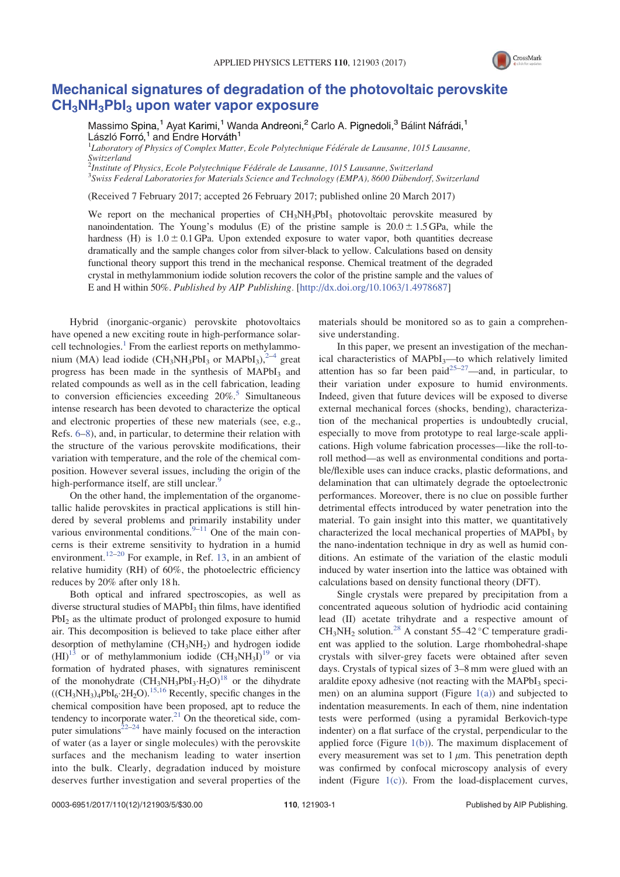# Mechanical signatures of degradation of the photovoltaic perovskite $CH_3NH_3PbI_3$ upon water vapor exposure

Massimo Spina,[1] Ayat Karimi,[1] Wanda Andreoni,[2] Carlo A. Pignedoli,[3] Bálint Náfrádi,[1] László Forró,[1] and Endre Horváth[1]

[1]*Laboratory of Physics of Complex Matter, Ecole Polytechnique Fédérale de Lausanne, 1015 Lausanne, Switzerland*

[2]*Institute of Physics, Ecole Polytechnique Fédérale de Lausanne, 1015 Lausanne, Switzerland*

[3]*Swiss Federal Laboratories for Materials Science and Technology (EMPA), 8600 Dübendorf, Switzerland*

(Received 7 February 2017; accepted 26 February 2017; published online 20 March 2017)

We report on the mechanical properties of $CH_3NH_3PbI_3$ photovoltaic perovskite measured by nanoindentation. The Young's modulus (E) of the pristine sample is $20.0 \pm 1.5$ GPa, while the hardness (H) is $1.0 \pm 0.1$ GPa. Upon extended exposure to water vapor, both quantities decrease dramatically and the sample changes color from silver-black to yellow. Calculations based on density functional theory support this trend in the mechanical response. Chemical treatment of the degraded crystal in methylammonium iodide solution recovers the color of the pristine sample and the values of E and H within 50%. *Published by AIP Publishing.* [http://dx.doi.org/10.1063/1.4978687]

Hybrid (inorganic-organic) perovskite photovoltaics have opened a new exciting route in high-performance solar-cell technologies.[1] From the earliest reports on methylammonium (MA) lead iodide ($CH_3NH_3PbI_3$ or $MAPbI_3$),[2–4] great progress has been made in the synthesis of $MAPbI_3$ and related compounds as well as in the cell fabrication, leading to conversion efficiencies exceeding 20%.[5] Simultaneous intense research has been devoted to characterize the optical and electronic properties of these new materials (see, e.g., Refs. 6–8), and, in particular, to determine their relation with the structure of the various perovskite modifications, their variation with temperature, and the role of the chemical composition. However several issues, including the origin of the high-performance itself, are still unclear.[9]

On the other hand, the implementation of the organometallic halide perovskites in practical applications is still hindered by several problems and primarily instability under various environmental conditions.[9–11] One of the main concerns is their extreme sensitivity to hydration in a humid environment.[12–20] For example, in Ref. 13, in an ambient of relative humidity (RH) of 60%, the photoelectric efficiency reduces by 20% after only 18 h.

Both optical and infrared spectroscopies, as well as diverse structural studies of $MAPbI_3$ thin films, have identified $PbI_2$ as the ultimate product of prolonged exposure to humid air. This decomposition is believed to take place either after desorption of methylamine ($CH_3NH_2$) and hydrogen iodide (HI)[13] or of methylammonium iodide ($CH_3NH_3I$)[19] or via formation of hydrated phases, with signatures reminiscent of the monohydrate ($CH_3NH_3PbI_3 \cdot H_2O$)[18] or the dihydrate ($(CH_3NH_3)_4PbI_6 \cdot 2H_2O$).[15,16] Recently, specific changes in the chemical composition have been proposed, apt to reduce the tendency to incorporate water.[21] On the theoretical side, computer simulations[22–24] have mainly focused on the interaction of water (as a layer or single molecules) with the perovskite surfaces and the mechanism leading to water insertion into the bulk. Clearly, degradation induced by moisture deserves further investigation and several properties of the materials should be monitored so as to gain a comprehensive understanding.

In this paper, we present an investigation of the mechanical characteristics of $MAPbI_3$—to which relatively limited attention has so far been paid[25–27]—and, in particular, to their variation under exposure to humid environments. Indeed, given that future devices will be exposed to diverse external mechanical forces (shocks, bending), characterization of the mechanical properties is undoubtedly crucial, especially to move from prototype to real large-scale applications. High volume fabrication processes—like the roll-to-roll method—as well as environmental conditions and portable/flexible uses can induce cracks, plastic deformations, and delamination that can ultimately degrade the optoelectronic performances. Moreover, there is no clue on possible further detrimental effects introduced by water penetration into the material. To gain insight into this matter, we quantitatively characterized the local mechanical properties of $MAPbI_3$ by the nano-indentation technique in dry as well as humid conditions. An estimate of the variation of the elastic moduli induced by water insertion into the lattice was obtained with calculations based on density functional theory (DFT).

Single crystals were prepared by precipitation from a concentrated aqueous solution of hydriodic acid containing lead (II) acetate trihydrate and a respective amount of $CH_3NH_2$ solution.[28] A constant 55–42 °C temperature gradient was applied to the solution. Large rhombohedral-shape crystals with silver-grey facets were obtained after seven days. Crystals of typical sizes of 3–8 mm were glued with an araldite epoxy adhesive (not reacting with the $MAPbI_3$ specimen) on an alumina support (Figure 1(a)) and subjected to indentation measurements. In each of them, nine indentation tests were performed (using a pyramidal Berkovich-type indenter) on a flat surface of the crystal, perpendicular to the applied force (Figure 1(b)). The maximum displacement of every measurement was set to 1 $\mu$m. This penetration depth was confirmed by confocal microscopy analysis of every indent (Figure 1(c)). From the load-displacement curves,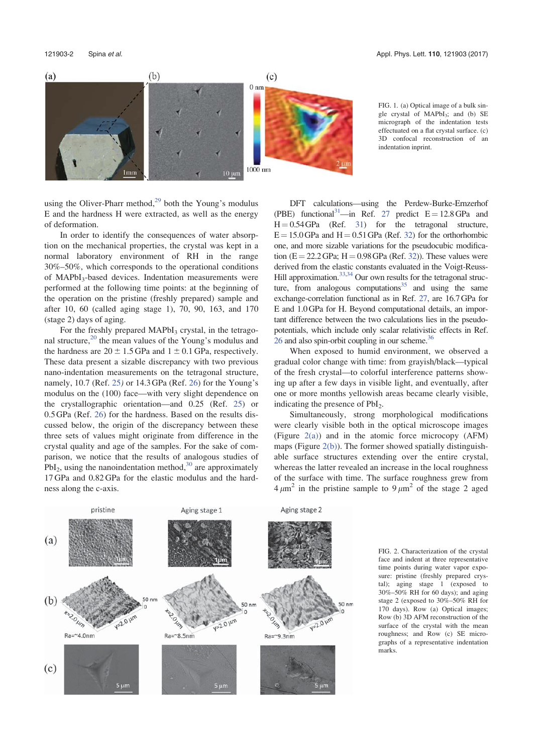FIG. 1. (a) Optical image of a bulk single crystal of $MAPbI_3$; and (b) SE micrograph of the indentation tests effectuated on a flat crystal surface. (c) 3D confocal reconstruction of an indentation inprint.

using the Oliver-Pharr method,[29] both the Young's modulus E and the hardness H were extracted, as well as the energy of deformation.

In order to identify the consequences of water absorption on the mechanical properties, the crystal was kept in a normal laboratory environment of RH in the range 30%–50%, which corresponds to the operational conditions of $MAPbI_3$-based devices. Indentation measurements were performed at the following time points: at the beginning of the operation on the pristine (freshly prepared) sample and after 10, 60 (called aging stage 1), 70, 90, 163, and 170 (stage 2) days of aging.

For the freshly prepared $MAPbI_3$ crystal, in the tetragonal structure,[20] the mean values of the Young's modulus and the hardness are $20 \pm 1.5$ GPa and $1 \pm 0.1$ GPa, respectively. These data present a sizable discrepancy with two previous nano-indentation measurements on the tetragonal structure, namely, 10.7 (Ref. 25) or 14.3 GPa (Ref. 26) for the Young's modulus on the (100) face—with very slight dependence on the crystallographic orientation—and 0.25 (Ref. 25) or 0.5 GPa (Ref. 26) for the hardness. Based on the results discussed below, the origin of the discrepancy between these three sets of values might originate from difference in the crystal quality and age of the samples. For the sake of comparison, we notice that the results of analogous studies of $PbI_2$, using the nanoindentation method,[30] are approximately 17 GPa and 0.82 GPa for the elastic modulus and the hardness along the c-axis.

DFT calculations—using the Perdew-Burke-Ernzerhof (PBE) functional[31]—in Ref. 27 predict E = 12.8 GPa and H = 0.54 GPa (Ref. 31) for the tetragonal structure, E = 15.0 GPa and H = 0.51 GPa (Ref. 32) for the orthorhombic one, and more sizable variations for the pseudocubic modification (E = 22.2 GPa; H = 0.98 GPa (Ref. 32)). These values were derived from the elastic constants evaluated in the Voigt-Reuss-Hill approximation.[33,34] Our own results for the tetragonal structure, from analogous computations[35] and using the same exchange-correlation functional as in Ref. 27, are 16.7 GPa for E and 1.0 GPa for H. Beyond computational details, an important difference between the two calculations lies in the pseudopotentials, which include only scalar relativistic effects in Ref. 26 and also spin-orbit coupling in our scheme.[36]

When exposed to humid environment, we observed a gradual color change with time: from grayish/black—typical of the fresh crystal—to colorful interference patterns showing up after a few days in visible light, and eventually, after one or more months yellowish areas became clearly visible, indicating the presence of $PbI_2$.

Simultaneously, strong morphological modifications were clearly visible both in the optical microscope images (Figure 2(a)) and in the atomic force microcopy (AFM) maps (Figure 2(b)). The former showed spatially distinguishable surface structures extending over the entire crystal, whereas the latter revealed an increase in the local roughness of the surface with time. The surface roughness grew from $4\,\mu m^2$ in the pristine sample to $9\,\mu m^2$ of the stage 2 aged

FIG. 2. Characterization of the crystal face and indent at three representative time points during water vapor exposure: pristine (freshly prepared crystal); aging stage 1 (exposed to 30%–50% RH for 60 days); and aging stage 2 (exposed to 30%–50% RH for 170 days). Row (a) Optical images; Row (b) 3D AFM reconstruction of the surface of the crystal with the mean roughness; and Row (c) SE micrographs of a representative indentation marks.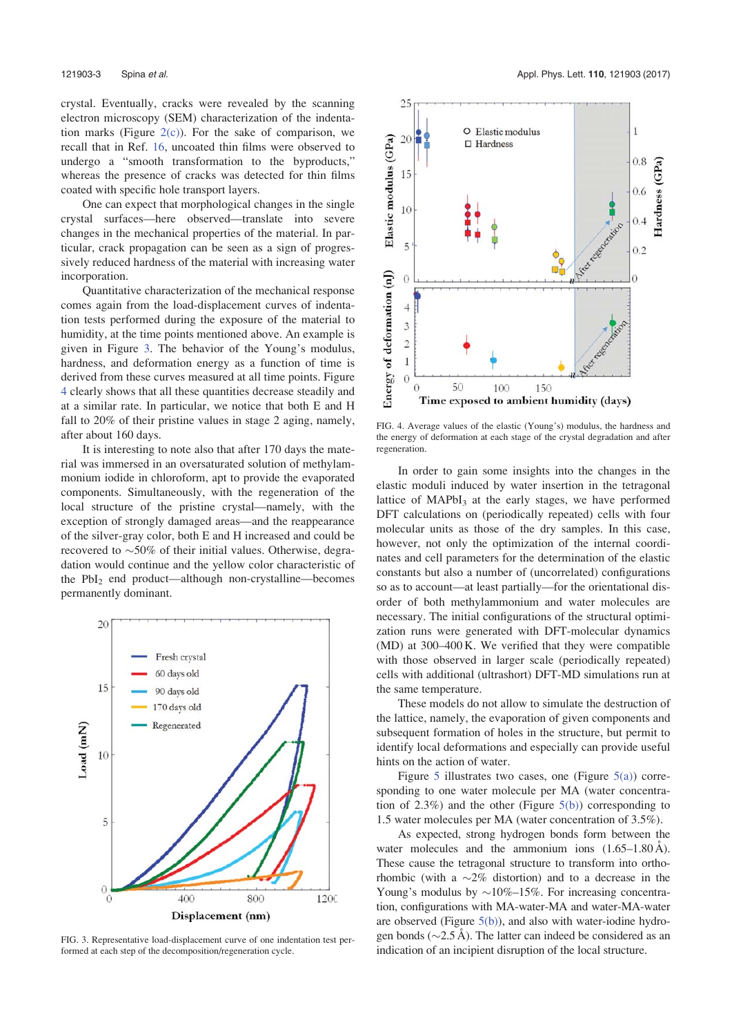crystal. Eventually, cracks were revealed by the scanning electron microscopy (SEM) characterization of the indentation marks (Figure 2(c)). For the sake of comparison, we recall that in Ref. 16, uncoated thin films were observed to undergo a "smooth transformation to the byproducts," whereas the presence of cracks was detected for thin films coated with specific hole transport layers.

One can expect that morphological changes in the single crystal surfaces—here observed—translate into severe changes in the mechanical properties of the material. In particular, crack propagation can be seen as a sign of progressively reduced hardness of the material with increasing water incorporation.

Quantitative characterization of the mechanical response comes again from the load-displacement curves of indentation tests performed during the exposure of the material to humidity, at the time points mentioned above. An example is given in Figure 3. The behavior of the Young's modulus, hardness, and deformation energy as a function of time is derived from these curves measured at all time points. Figure 4 clearly shows that all these quantities decrease steadily and at a similar rate. In particular, we notice that both E and H fall to 20% of their pristine values in stage 2 aging, namely, after about 160 days.

It is interesting to note also that after 170 days the material was immersed in an oversaturated solution of methylammonium iodide in chloroform, apt to provide the evaporated components. Simultaneously, with the regeneration of the local structure of the pristine crystal—namely, with the exception of strongly damaged areas—and the reappearance of the silver-gray color, both E and H increased and could be recovered to ~50% of their initial values. Otherwise, degradation would continue and the yellow color characteristic of the $PbI_2$ end product—although non-crystalline—becomes permanently dominant.

FIG. 3. Representative load-displacement curve of one indentation test performed at each step of the decomposition/regeneration cycle.

FIG. 4. Average values of the elastic (Young's) modulus, the hardness and the energy of deformation at each stage of the crystal degradation and after regeneration.

In order to gain some insights into the changes in the elastic moduli induced by water insertion in the tetragonal lattice of $MAPbI_3$ at the early stages, we have performed DFT calculations on (periodically repeated) cells with four molecular units as those of the dry samples. In this case, however, not only the optimization of the internal coordinates and cell parameters for the determination of the elastic constants but also a number of (uncorrelated) configurations so as to account—at least partially—for the orientational disorder of both methylammonium and water molecules are necessary. The initial configurations of the structural optimization runs were generated with DFT-molecular dynamics (MD) at 300–400 K. We verified that they were compatible with those observed in larger scale (periodically repeated) cells with additional (ultrashort) DFT-MD simulations run at the same temperature.

These models do not allow to simulate the destruction of the lattice, namely, the evaporation of given components and subsequent formation of holes in the structure, but permit to identify local deformations and especially can provide useful hints on the action of water.

Figure 5 illustrates two cases, one (Figure 5(a)) corresponding to one water molecule per MA (water concentration of 2.3%) and the other (Figure 5(b)) corresponding to 1.5 water molecules per MA (water concentration of 3.5%).

As expected, strong hydrogen bonds form between the water molecules and the ammonium ions (1.65–1.80 Å). These cause the tetragonal structure to transform into orthorhombic (with a ~2% distortion) and to a decrease in the Young's modulus by ~10%–15%. For increasing concentration, configurations with MA-water-MA and water-MA-water are observed (Figure 5(b)), and also with water-iodine hydrogen bonds (~2.5 Å). The latter can indeed be considered as an indication of an incipient disruption of the local structure.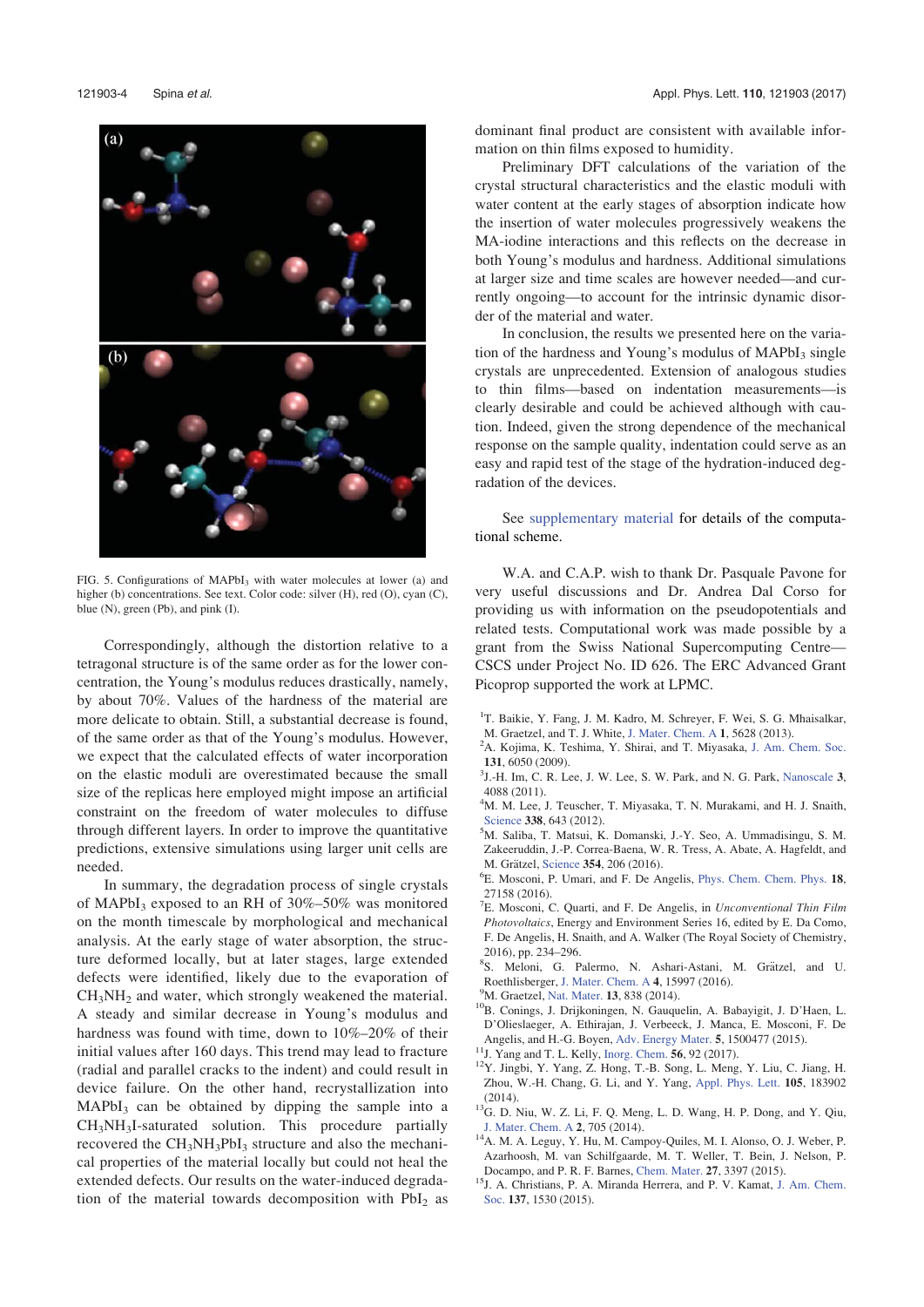FIG. 5. Configurations of $MAPbI_3$ with water molecules at lower (a) and higher (b) concentrations. See text. Color code: silver (H), red (O), cyan (C), blue (N), green (Pb), and pink (I).

Correspondingly, although the distortion relative to a tetragonal structure is of the same order as for the lower concentration, the Young's modulus reduces drastically, namely, by about 70%. Values of the hardness of the material are more delicate to obtain. Still, a substantial decrease is found, of the same order as that of the Young's modulus. However, we expect that the calculated effects of water incorporation on the elastic moduli are overestimated because the small size of the replicas here employed might impose an artificial constraint on the freedom of water molecules to diffuse through different layers. In order to improve the quantitative predictions, extensive simulations using larger unit cells are needed.

In summary, the degradation process of single crystals of $MAPbI_3$ exposed to an RH of 30%–50% was monitored on the month timescale by morphological and mechanical analysis. At the early stage of water absorption, the structure deformed locally, but at later stages, large extended defects were identified, likely due to the evaporation of $CH_3NH_2$ and water, which strongly weakened the material. A steady and similar decrease in Young's modulus and hardness was found with time, down to 10%–20% of their initial values after 160 days. This trend may lead to fracture (radial and parallel cracks to the indent) and could result in device failure. On the other hand, recrystallization into $MAPbI_3$ can be obtained by dipping the sample into a $CH_3NH_3I$-saturated solution. This procedure partially recovered the $CH_3NH_3PbI_3$ structure and also the mechanical properties of the material locally but could not heal the extended defects. Our results on the water-induced degradation of the material towards decomposition with $PbI_2$ as dominant final product are consistent with available information on thin films exposed to humidity.

Preliminary DFT calculations of the variation of the crystal structural characteristics and the elastic moduli with water content at the early stages of absorption indicate how the insertion of water molecules progressively weakens the MA-iodine interactions and this reflects on the decrease in both Young's modulus and hardness. Additional simulations at larger size and time scales are however needed—and currently ongoing—to account for the intrinsic dynamic disorder of the material and water.

In conclusion, the results we presented here on the variation of the hardness and Young's modulus of $MAPbI_3$ single crystals are unprecedented. Extension of analogous studies to thin films—based on indentation measurements—is clearly desirable and could be achieved although with caution. Indeed, given the strong dependence of the mechanical response on the sample quality, indentation could serve as an easy and rapid test of the stage of the hydration-induced degradation of the devices.

See supplementary material for details of the computational scheme.

W.A. and C.A.P. wish to thank Dr. Pasquale Pavone for very useful discussions and Dr. Andrea Dal Corso for providing us with information on the pseudopotentials and related tests. Computational work was made possible by a grant from the Swiss National Supercomputing Centre—CSCS under Project No. ID 626. The ERC Advanced Grant Picoprop supported the work at LPMC.

[1] T. Baikie, Y. Fang, J. M. Kadro, M. Schreyer, F. Wei, S. G. Mhaisalkar, M. Graetzel, and T. J. White, J. Mater. Chem. A **1**, 5628 (2013).

[2] A. Kojima, K. Teshima, Y. Shirai, and T. Miyasaka, J. Am. Chem. Soc. **131**, 6050 (2009).

[3] J.-H. Im, C. R. Lee, J. W. Lee, S. W. Park, and N. G. Park, Nanoscale **3**, 4088 (2011).

[4] M. M. Lee, J. Teuscher, T. Miyasaka, T. N. Murakami, and H. J. Snaith, Science **338**, 643 (2012).

[5] M. Saliba, T. Matsui, K. Domanski, J.-Y. Seo, A. Ummadisingu, S. M. Zakeeruddin, J.-P. Correa-Baena, W. R. Tress, A. Abate, A. Hagfeldt, and M. Grätzel, Science **354**, 206 (2016).

[6] E. Mosconi, P. Umari, and F. De Angelis, Phys. Chem. Chem. Phys. **18**, 27158 (2016).

[7] E. Mosconi, C. Quarti, and F. De Angelis, in *Unconventional Thin Film Photovoltaics*, Energy and Environment Series 16, edited by E. Da Como, F. De Angelis, H. Snaith, and A. Walker (The Royal Society of Chemistry, 2016), pp. 234–296.

[8] S. Meloni, G. Palermo, N. Ashari-Astani, M. Grätzel, and U. Roethlisberger, J. Mater. Chem. A **4**, 15997 (2016).

[9] M. Graetzel, Nat. Mater. **13**, 838 (2014).

[10] B. Conings, J. Drijkoningen, N. Gauquelin, A. Babayigit, J. D'Haen, L. D'Olieslaeger, A. Ethirajan, J. Verbeeck, J. Manca, E. Mosconi, F. De Angelis, and H.-G. Boyen, Adv. Energy Mater. **5**, 1500477 (2015).

[11] J. Yang and T. L. Kelly, Inorg. Chem. **56**, 92 (2017).

[12] Y. Jingbi, Y. Yang, Z. Hong, T.-B. Song, L. Meng, Y. Liu, C. Jiang, H. Zhou, W.-H. Chang, G. Li, and Y. Yang, Appl. Phys. Lett. **105**, 183902 (2014).

[13] G. D. Niu, W. Z. Li, F. Q. Meng, L. D. Wang, H. P. Dong, and Y. Qiu, J. Mater. Chem. A **2**, 705 (2014).

[14] A. M. A. Leguy, Y. Hu, M. Campoy-Quiles, M. I. Alonso, O. J. Weber, P. Azarhoosh, M. van Schilfgaarde, M. T. Weller, T. Bein, J. Nelson, P. Docampo, and P. R. F. Barnes, Chem. Mater. **27**, 3397 (2015).

[15] J. A. Christians, P. A. Miranda Herrera, and P. V. Kamat, J. Am. Chem. Soc. **137**, 1530 (2015).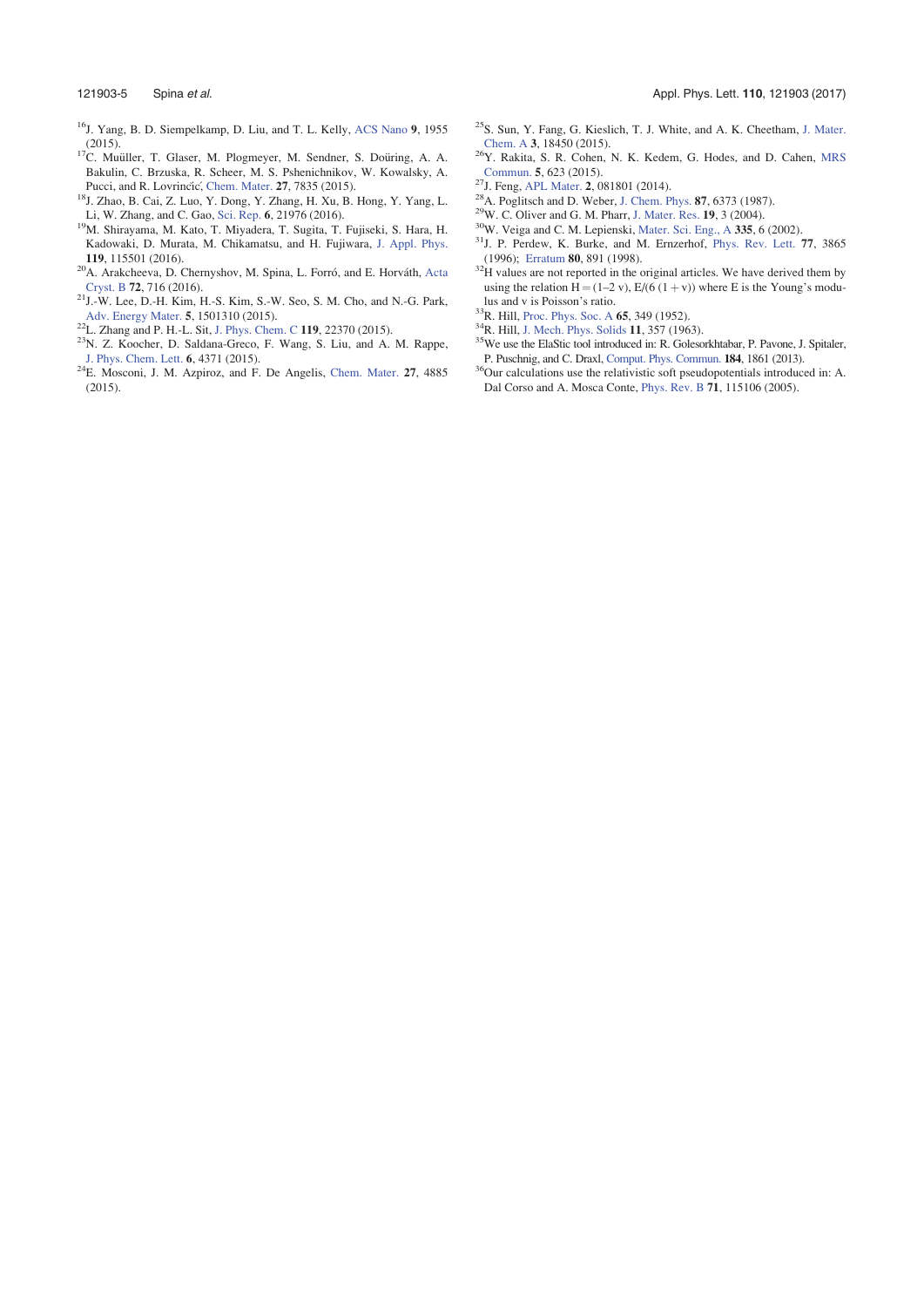[16] J. Yang, B. D. Siempelkamp, D. Liu, and T. L. Kelly, ACS Nano **9**, 1955 (2015).

[17] C. Muüller, T. Glaser, M. Plogmeyer, M. Sendner, S. Doüring, A. A. Bakulin, C. Brzuska, R. Scheer, M. S. Pshenichnikov, W. Kowalsky, A. Pucci, and R. Lovrinćić, Chem. Mater. **27**, 7835 (2015).

[18] J. Zhao, B. Cai, Z. Luo, Y. Dong, Y. Zhang, H. Xu, B. Hong, Y. Yang, L. Li, W. Zhang, and C. Gao, Sci. Rep. **6**, 21976 (2016).

[19] M. Shirayama, M. Kato, T. Miyadera, T. Sugita, T. Fujiseki, S. Hara, H. Kadowaki, D. Murata, M. Chikamatsu, and H. Fujiwara, J. Appl. Phys. **119**, 115501 (2016).

[20] A. Arakcheeva, D. Chernyshov, M. Spina, L. Forró, and E. Horváth, Acta Cryst. B **72**, 716 (2016).

[21] J.-W. Lee, D.-H. Kim, H.-S. Kim, S.-W. Seo, S. M. Cho, and N.-G. Park, Adv. Energy Mater. **5**, 1501310 (2015).

[22] L. Zhang and P. H.-L. Sit, J. Phys. Chem. C **119**, 22370 (2015).

[23] N. Z. Koocher, D. Saldana-Greco, F. Wang, S. Liu, and A. M. Rappe, J. Phys. Chem. Lett. **6**, 4371 (2015).

[24] E. Mosconi, J. M. Azpiroz, and F. De Angelis, Chem. Mater. **27**, 4885 (2015).

[25] S. Sun, Y. Fang, G. Kieslich, T. J. White, and A. K. Cheetham, J. Mater. Chem. A **3**, 18450 (2015).

[26] Y. Rakita, S. R. Cohen, N. K. Kedem, G. Hodes, and D. Cahen, MRS Commun. **5**, 623 (2015).

[27] J. Feng, APL Mater. **2**, 081801 (2014).

[28] A. Poglitsch and D. Weber, J. Chem. Phys. **87**, 6373 (1987).

[29] W. C. Oliver and G. M. Pharr, J. Mater. Res. **19**, 3 (2004).

[30] W. Veiga and C. M. Lepienski, Mater. Sci. Eng., A **335**, 6 (2002).

[31] J. P. Perdew, K. Burke, and M. Ernzerhof, Phys. Rev. Lett. **77**, 3865 (1996); Erratum **80**, 891 (1998).

[32] H values are not reported in the original articles. We have derived them by using the relation $H = (1-2\nu)\,E/(6\,(1+\nu))$ where E is the Young's modulus and ν is Poisson's ratio.

[33] R. Hill, Proc. Phys. Soc. A **65**, 349 (1952).

[34] R. Hill, J. Mech. Phys. Solids **11**, 357 (1963).

[35] We use the ElaStic tool introduced in: R. Golesorkhtabar, P. Pavone, J. Spitaler, P. Puschnig, and C. Draxl, Comput. Phys. Commun. **184**, 1861 (2013).

[36] Our calculations use the relativistic soft pseudopotentials introduced in: A. Dal Corso and A. Mosca Conte, Phys. Rev. B **71**, 115106 (2005).